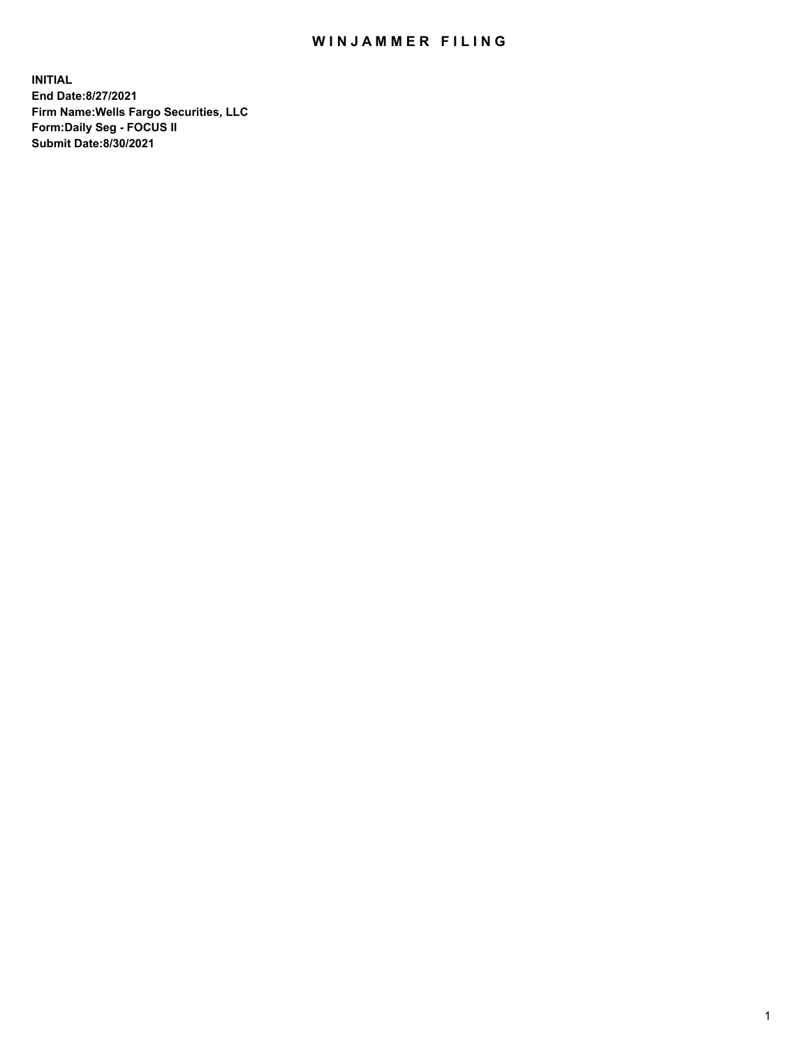# WINJAMMER FILING

**INITIAL**
**End Date:8/27/2021**
**Firm Name:Wells Fargo Securities, LLC**
**Form:Daily Seg - FOCUS II**
**Submit Date:8/30/2021**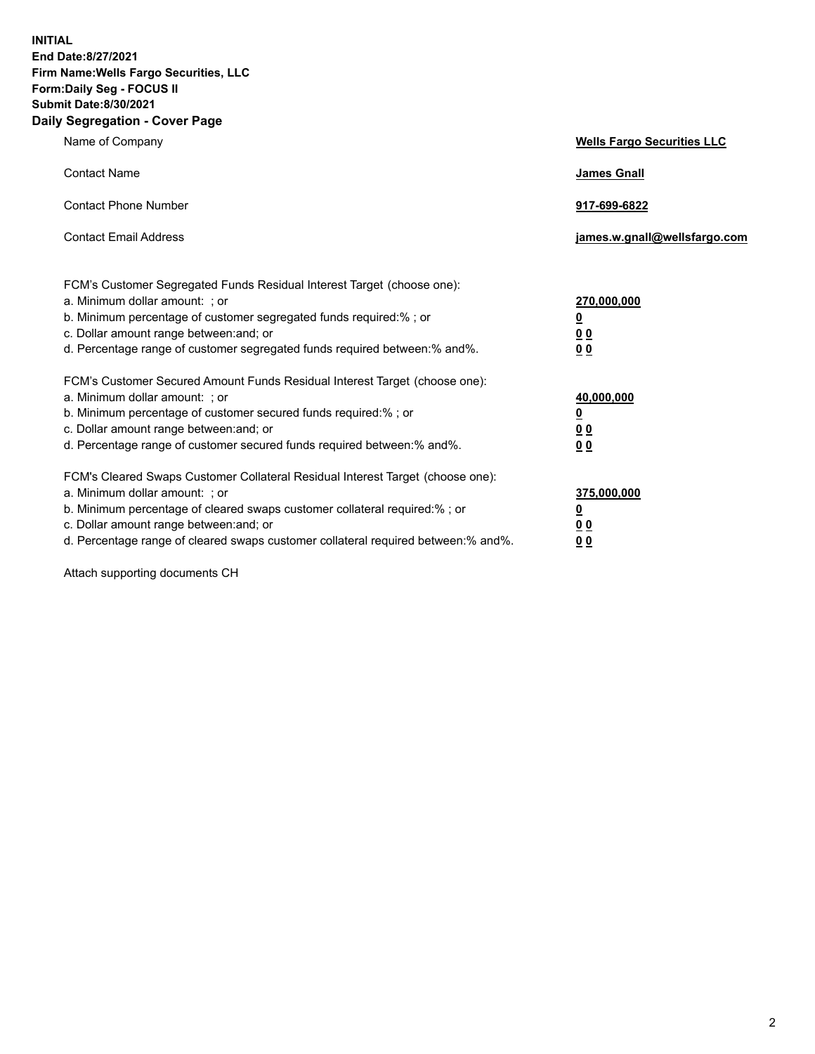**INITIAL**
**End Date:8/27/2021**
**Firm Name:Wells Fargo Securities, LLC**
**Form:Daily Seg - FOCUS II**
**Submit Date:8/30/2021**

## Daily Segregation - Cover Page

| | |
|---|---|
| Name of Company | **Wells Fargo Securities LLC** |
| Contact Name | **James Gnall** |
| Contact Phone Number | **917-699-6822** |
| Contact Email Address | **james.w.gnall@wellsfargo.com** |

| | |
|---|---|
| FCM's Customer Segregated Funds Residual Interest Target (choose one): | |
| a. Minimum dollar amount: ; or | **270,000,000** |
| b. Minimum percentage of customer segregated funds required:% ; or | **0** |
| c. Dollar amount range between:and; or | **0 0** |
| d. Percentage range of customer segregated funds required between:% and%. | **0 0** |
| FCM's Customer Secured Amount Funds Residual Interest Target (choose one): | |
| a. Minimum dollar amount: ; or | **40,000,000** |
| b. Minimum percentage of customer secured funds required:% ; or | **0** |
| c. Dollar amount range between:and; or | **0 0** |
| d. Percentage range of customer secured funds required between:% and%. | **0 0** |
| FCM's Cleared Swaps Customer Collateral Residual Interest Target (choose one): | |
| a. Minimum dollar amount: ; or | **375,000,000** |
| b. Minimum percentage of cleared swaps customer collateral required:% ; or | **0** |
| c. Dollar amount range between:and; or | **0 0** |
| d. Percentage range of cleared swaps customer collateral required between:% and%. | **0 0** |

Attach supporting documents CH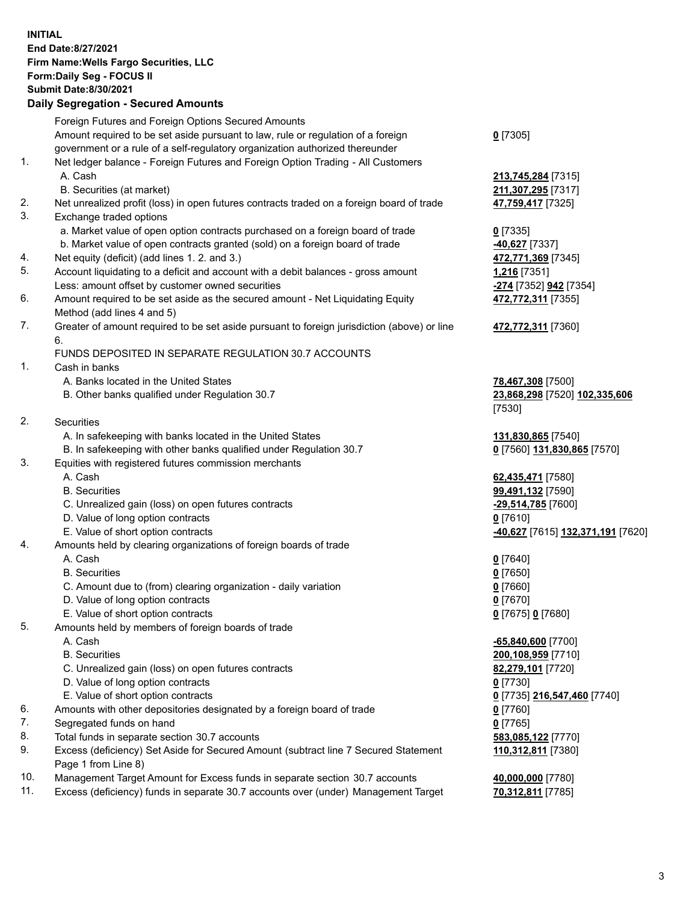**INITIAL**
**End Date:8/27/2021**
**Firm Name:Wells Fargo Securities, LLC**
**Form:Daily Seg - FOCUS II**
**Submit Date:8/30/2021**

## Daily Segregation - Secured Amounts

| | | |
|---|---|---|
| | Foreign Futures and Foreign Options Secured Amounts | |
| | Amount required to be set aside pursuant to law, rule or regulation of a foreign government or a rule of a self-regulatory organization authorized thereunder | **0** [7305] |
| 1. | Net ledger balance - Foreign Futures and Foreign Option Trading - All Customers | |
| | A. Cash | **213,745,284** [7315] |
| | B. Securities (at market) | **211,307,295** [7317] |
| 2. | Net unrealized profit (loss) in open futures contracts traded on a foreign board of trade | **47,759,417** [7325] |
| 3. | Exchange traded options | |
| | a. Market value of open option contracts purchased on a foreign board of trade | **0** [7335] |
| | b. Market value of open contracts granted (sold) on a foreign board of trade | **-40,627** [7337] |
| 4. | Net equity (deficit) (add lines 1. 2. and 3.) | **472,771,369** [7345] |
| 5. | Account liquidating to a deficit and account with a debit balances - gross amount | **1,216** [7351] |
| | Less: amount offset by customer owned securities | **-274** [7352] **942** [7354] |
| 6. | Amount required to be set aside as the secured amount - Net Liquidating Equity Method (add lines 4 and 5) | **472,772,311** [7355] |
| 7. | Greater of amount required to be set aside pursuant to foreign jurisdiction (above) or line 6. | **472,772,311** [7360] |
| | FUNDS DEPOSITED IN SEPARATE REGULATION 30.7 ACCOUNTS | |
| 1. | Cash in banks | |
| | A. Banks located in the United States | **78,467,308** [7500] |
| | B. Other banks qualified under Regulation 30.7 | **23,868,298** [7520] **102,335,606** [7530] |
| 2. | Securities | |
| | A. In safekeeping with banks located in the United States | **131,830,865** [7540] |
| | B. In safekeeping with other banks qualified under Regulation 30.7 | **0** [7560] **131,830,865** [7570] |
| 3. | Equities with registered futures commission merchants | |
| | A. Cash | **62,435,471** [7580] |
| | B. Securities | **99,491,132** [7590] |
| | C. Unrealized gain (loss) on open futures contracts | **-29,514,785** [7600] |
| | D. Value of long option contracts | **0** [7610] |
| | E. Value of short option contracts | **-40,627** [7615] **132,371,191** [7620] |
| 4. | Amounts held by clearing organizations of foreign boards of trade | |
| | A. Cash | **0** [7640] |
| | B. Securities | **0** [7650] |
| | C. Amount due to (from) clearing organization - daily variation | **0** [7660] |
| | D. Value of long option contracts | **0** [7670] |
| | E. Value of short option contracts | **0** [7675] **0** [7680] |
| 5. | Amounts held by members of foreign boards of trade | |
| | A. Cash | **-65,840,600** [7700] |
| | B. Securities | **200,108,959** [7710] |
| | C. Unrealized gain (loss) on open futures contracts | **82,279,101** [7720] |
| | D. Value of long option contracts | **0** [7730] |
| | E. Value of short option contracts | **0** [7735] **216,547,460** [7740] |
| 6. | Amounts with other depositories designated by a foreign board of trade | **0** [7760] |
| 7. | Segregated funds on hand | **0** [7765] |
| 8. | Total funds in separate section 30.7 accounts | **583,085,122** [7770] |
| 9. | Excess (deficiency) Set Aside for Secured Amount (subtract line 7 Secured Statement Page 1 from Line 8) | **110,312,811** [7380] |
| 10. | Management Target Amount for Excess funds in separate section 30.7 accounts | **40,000,000** [7780] |
| 11. | Excess (deficiency) funds in separate 30.7 accounts over (under) Management Target | **70,312,811** [7785] |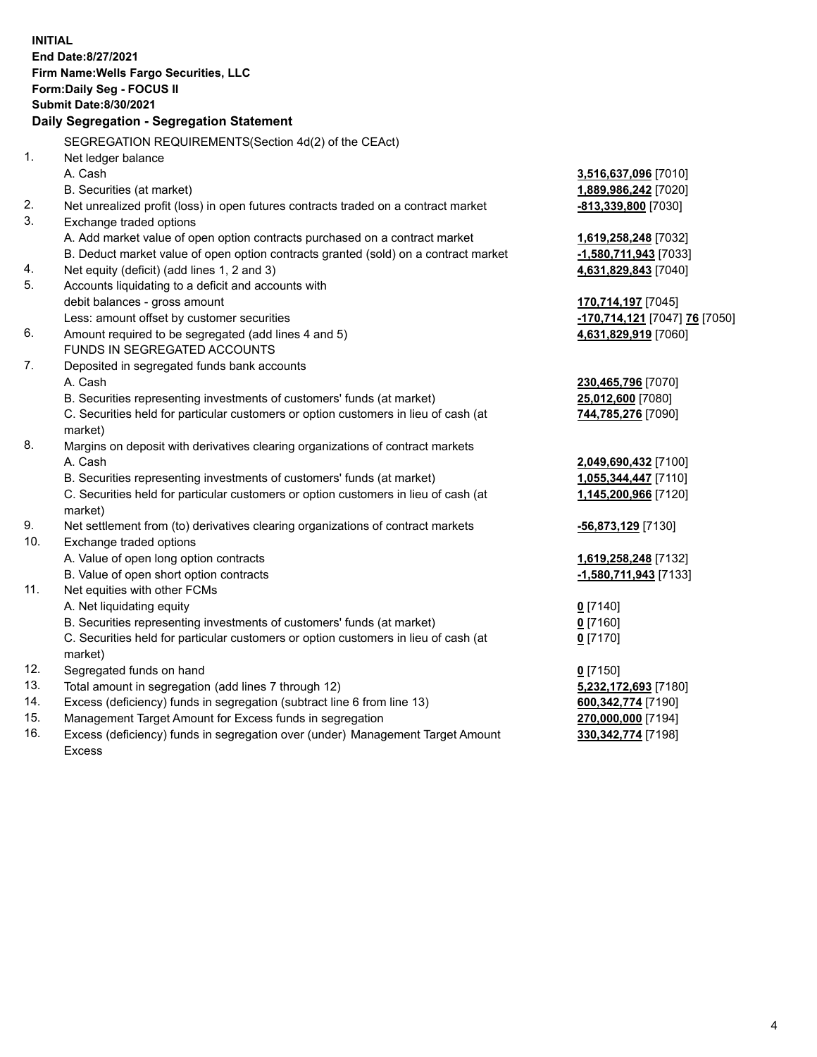**INITIAL**
**End Date:8/27/2021**
**Firm Name:Wells Fargo Securities, LLC**
**Form:Daily Seg - FOCUS II**
**Submit Date:8/30/2021**

## Daily Segregation - Segregation Statement

SEGREGATION REQUIREMENTS(Section 4d(2) of the CEAct)

| | | |
|---|---|---|
| 1. | Net ledger balance | |
| | A. Cash | 3,516,637,096 [7010] |
| | B. Securities (at market) | 1,889,986,242 [7020] |
| 2. | Net unrealized profit (loss) in open futures contracts traded on a contract market | -813,339,800 [7030] |
| 3. | Exchange traded options | |
| | A. Add market value of open option contracts purchased on a contract market | 1,619,258,248 [7032] |
| | B. Deduct market value of open option contracts granted (sold) on a contract market | -1,580,711,943 [7033] |
| 4. | Net equity (deficit) (add lines 1, 2 and 3) | 4,631,829,843 [7040] |
| 5. | Accounts liquidating to a deficit and accounts with | |
| | debit balances - gross amount | 170,714,197 [7045] |
| | Less: amount offset by customer securities | -170,714,121 [7047] 76 [7050] |
| 6. | Amount required to be segregated (add lines 4 and 5) | 4,631,829,919 [7060] |
| | FUNDS IN SEGREGATED ACCOUNTS | |
| 7. | Deposited in segregated funds bank accounts | |
| | A. Cash | 230,465,796 [7070] |
| | B. Securities representing investments of customers' funds (at market) | 25,012,600 [7080] |
| | C. Securities held for particular customers or option customers in lieu of cash (at market) | 744,785,276 [7090] |
| 8. | Margins on deposit with derivatives clearing organizations of contract markets | |
| | A. Cash | 2,049,690,432 [7100] |
| | B. Securities representing investments of customers' funds (at market) | 1,055,344,447 [7110] |
| | C. Securities held for particular customers or option customers in lieu of cash (at market) | 1,145,200,966 [7120] |
| 9. | Net settlement from (to) derivatives clearing organizations of contract markets | -56,873,129 [7130] |
| 10. | Exchange traded options | |
| | A. Value of open long option contracts | 1,619,258,248 [7132] |
| | B. Value of open short option contracts | -1,580,711,943 [7133] |
| 11. | Net equities with other FCMs | |
| | A. Net liquidating equity | 0 [7140] |
| | B. Securities representing investments of customers' funds (at market) | 0 [7160] |
| | C. Securities held for particular customers or option customers in lieu of cash (at market) | 0 [7170] |
| 12. | Segregated funds on hand | 0 [7150] |
| 13. | Total amount in segregation (add lines 7 through 12) | 5,232,172,693 [7180] |
| 14. | Excess (deficiency) funds in segregation (subtract line 6 from line 13) | 600,342,774 [7190] |
| 15. | Management Target Amount for Excess funds in segregation | 270,000,000 [7194] |
| 16. | Excess (deficiency) funds in segregation over (under) Management Target Amount Excess | 330,342,774 [7198] |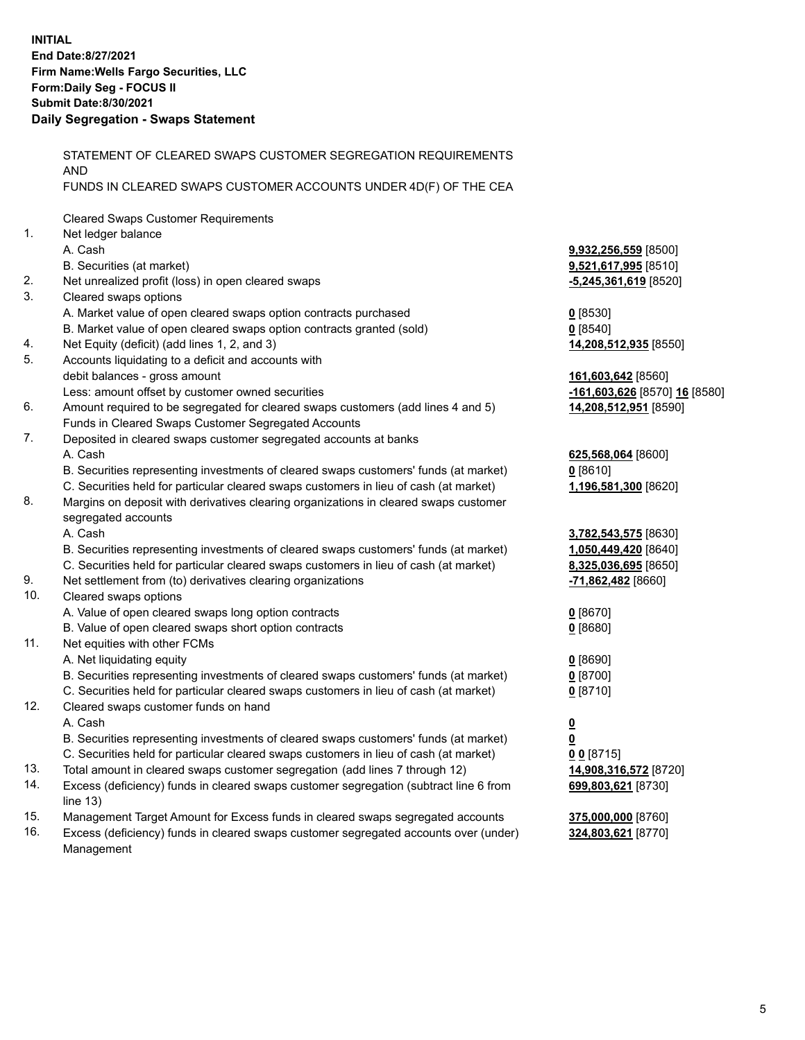**INITIAL**
**End Date:8/27/2021**
**Firm Name:Wells Fargo Securities, LLC**
**Form:Daily Seg - FOCUS II**
**Submit Date:8/30/2021**
**Daily Segregation - Swaps Statement**

STATEMENT OF CLEARED SWAPS CUSTOMER SEGREGATION REQUIREMENTS AND
FUNDS IN CLEARED SWAPS CUSTOMER ACCOUNTS UNDER 4D(F) OF THE CEA

| | | |
|---|---|---|
| | Cleared Swaps Customer Requirements | |
| 1. | Net ledger balance | |
| | A. Cash | **9,932,256,559** [8500] |
| | B. Securities (at market) | **9,521,617,995** [8510] |
| 2. | Net unrealized profit (loss) in open cleared swaps | **-5,245,361,619** [8520] |
| 3. | Cleared swaps options | |
| | A. Market value of open cleared swaps option contracts purchased | **0** [8530] |
| | B. Market value of open cleared swaps option contracts granted (sold) | **0** [8540] |
| 4. | Net Equity (deficit) (add lines 1, 2, and 3) | **14,208,512,935** [8550] |
| 5. | Accounts liquidating to a deficit and accounts with | |
| | debit balances - gross amount | **161,603,642** [8560] |
| | Less: amount offset by customer owned securities | **-161,603,626** [8570] **16** [8580] |
| 6. | Amount required to be segregated for cleared swaps customers (add lines 4 and 5) | **14,208,512,951** [8590] |
| | Funds in Cleared Swaps Customer Segregated Accounts | |
| 7. | Deposited in cleared swaps customer segregated accounts at banks | |
| | A. Cash | **625,568,064** [8600] |
| | B. Securities representing investments of cleared swaps customers' funds (at market) | **0** [8610] |
| | C. Securities held for particular cleared swaps customers in lieu of cash (at market) | **1,196,581,300** [8620] |
| 8. | Margins on deposit with derivatives clearing organizations in cleared swaps customer segregated accounts | |
| | A. Cash | **3,782,543,575** [8630] |
| | B. Securities representing investments of cleared swaps customers' funds (at market) | **1,050,449,420** [8640] |
| | C. Securities held for particular cleared swaps customers in lieu of cash (at market) | **8,325,036,695** [8650] |
| 9. | Net settlement from (to) derivatives clearing organizations | **-71,862,482** [8660] |
| 10. | Cleared swaps options | |
| | A. Value of open cleared swaps long option contracts | **0** [8670] |
| | B. Value of open cleared swaps short option contracts | **0** [8680] |
| 11. | Net equities with other FCMs | |
| | A. Net liquidating equity | **0** [8690] |
| | B. Securities representing investments of cleared swaps customers' funds (at market) | **0** [8700] |
| | C. Securities held for particular cleared swaps customers in lieu of cash (at market) | **0** [8710] |
| 12. | Cleared swaps customer funds on hand | |
| | A. Cash | **0** |
| | B. Securities representing investments of cleared swaps customers' funds (at market) | **0** |
| | C. Securities held for particular cleared swaps customers in lieu of cash (at market) | **0** **0** [8715] |
| 13. | Total amount in cleared swaps customer segregation (add lines 7 through 12) | **14,908,316,572** [8720] |
| 14. | Excess (deficiency) funds in cleared swaps customer segregation (subtract line 6 from line 13) | **699,803,621** [8730] |
| 15. | Management Target Amount for Excess funds in cleared swaps segregated accounts | **375,000,000** [8760] |
| 16. | Excess (deficiency) funds in cleared swaps customer segregated accounts over (under) Management | **324,803,621** [8770] |